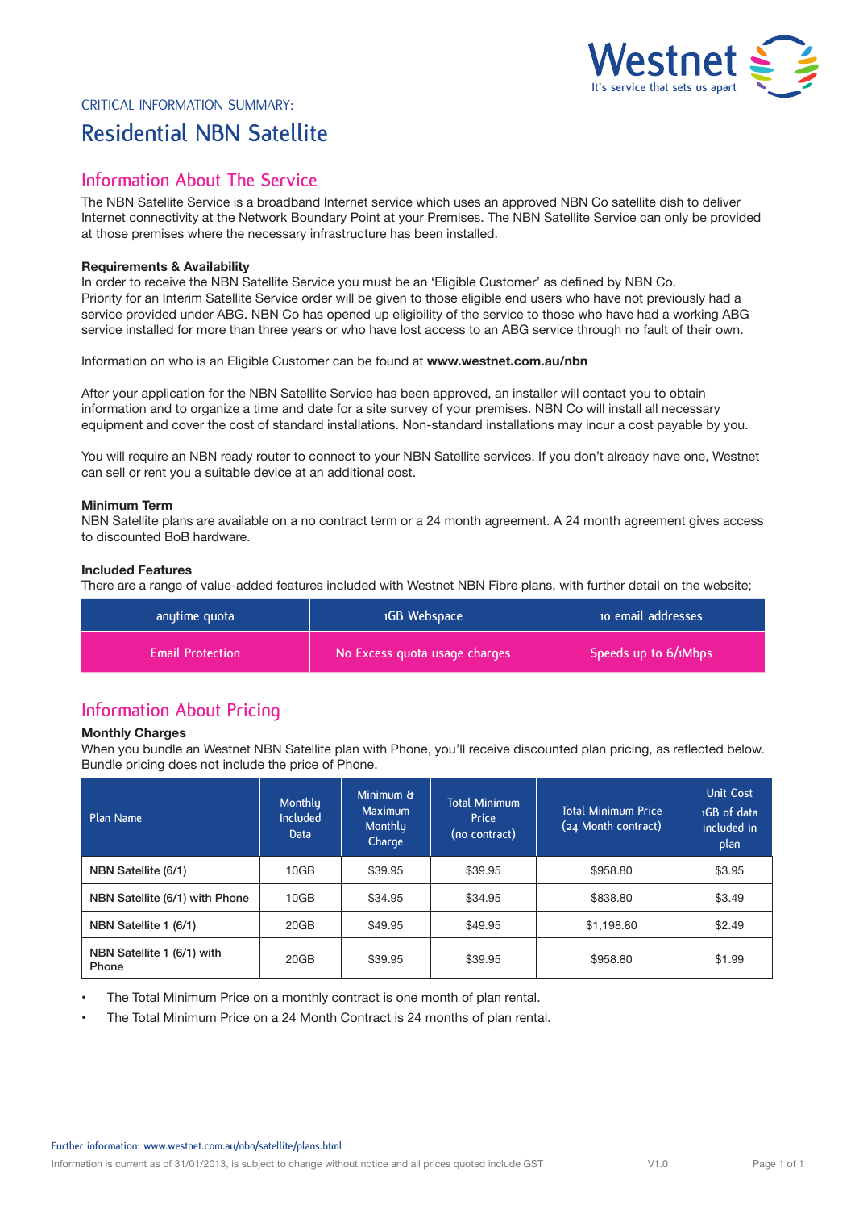Westnet
It's service that sets us apart

CRITICAL INFORMATION SUMMARY:

# Residential NBN Satellite

## Information About The Service

The NBN Satellite Service is a broadband Internet service which uses an approved NBN Co satellite dish to deliver Internet connectivity at the Network Boundary Point at your Premises. The NBN Satellite Service can only be provided at those premises where the necessary infrastructure has been installed.

**Requirements & Availability**
In order to receive the NBN Satellite Service you must be an 'Eligible Customer' as defined by NBN Co. Priority for an Interim Satellite Service order will be given to those eligible end users who have not previously had a service provided under ABG. NBN Co has opened up eligibility of the service to those who have had a working ABG service installed for more than three years or who have lost access to an ABG service through no fault of their own.

Information on who is an Eligible Customer can be found at **www.westnet.com.au/nbn**

After your application for the NBN Satellite Service has been approved, an installer will contact you to obtain information and to organize a time and date for a site survey of your premises. NBN Co will install all necessary equipment and cover the cost of standard installations. Non-standard installations may incur a cost payable by you.

You will require an NBN ready router to connect to your NBN Satellite services. If you don't already have one, Westnet can sell or rent you a suitable device at an additional cost.

**Minimum Term**
NBN Satellite plans are available on a no contract term or a 24 month agreement. A 24 month agreement gives access to discounted BoB hardware.

**Included Features**
There are a range of value-added features included with Westnet NBN Fibre plans, with further detail on the website;

| anytime quota | 1GB Webspace | 10 email addresses |
|---|---|---|
| Email Protection | No Excess quota usage charges | Speeds up to 6/1Mbps |

## Information About Pricing

**Monthly Charges**
When you bundle an Westnet NBN Satellite plan with Phone, you'll receive discounted plan pricing, as reflected below. Bundle pricing does not include the price of Phone.

| Plan Name | Monthly Included Data | Minimum & Maximum Monthly Charge | Total Minimum Price (no contract) | Total Minimum Price (24 Month contract) | Unit Cost 1GB of data included in plan |
|---|---|---|---|---|---|
| NBN Satellite (6/1) | 10GB | $39.95 | $39.95 | $958.80 | $3.95 |
| NBN Satellite (6/1) with Phone | 10GB | $34.95 | $34.95 | $838.80 | $3.49 |
| NBN Satellite 1 (6/1) | 20GB | $49.95 | $49.95 | $1,198.80 | $2.49 |
| NBN Satellite 1 (6/1) with Phone | 20GB | $39.95 | $39.95 | $958.80 | $1.99 |

- The Total Minimum Price on a monthly contract is one month of plan rental.
- The Total Minimum Price on a 24 Month Contract is 24 months of plan rental.

Further information: www.westnet.com.au/nbn/satellite/plans.html

Information is current as of 31/01/2013, is subject to change without notice and all prices quoted include GST V1.0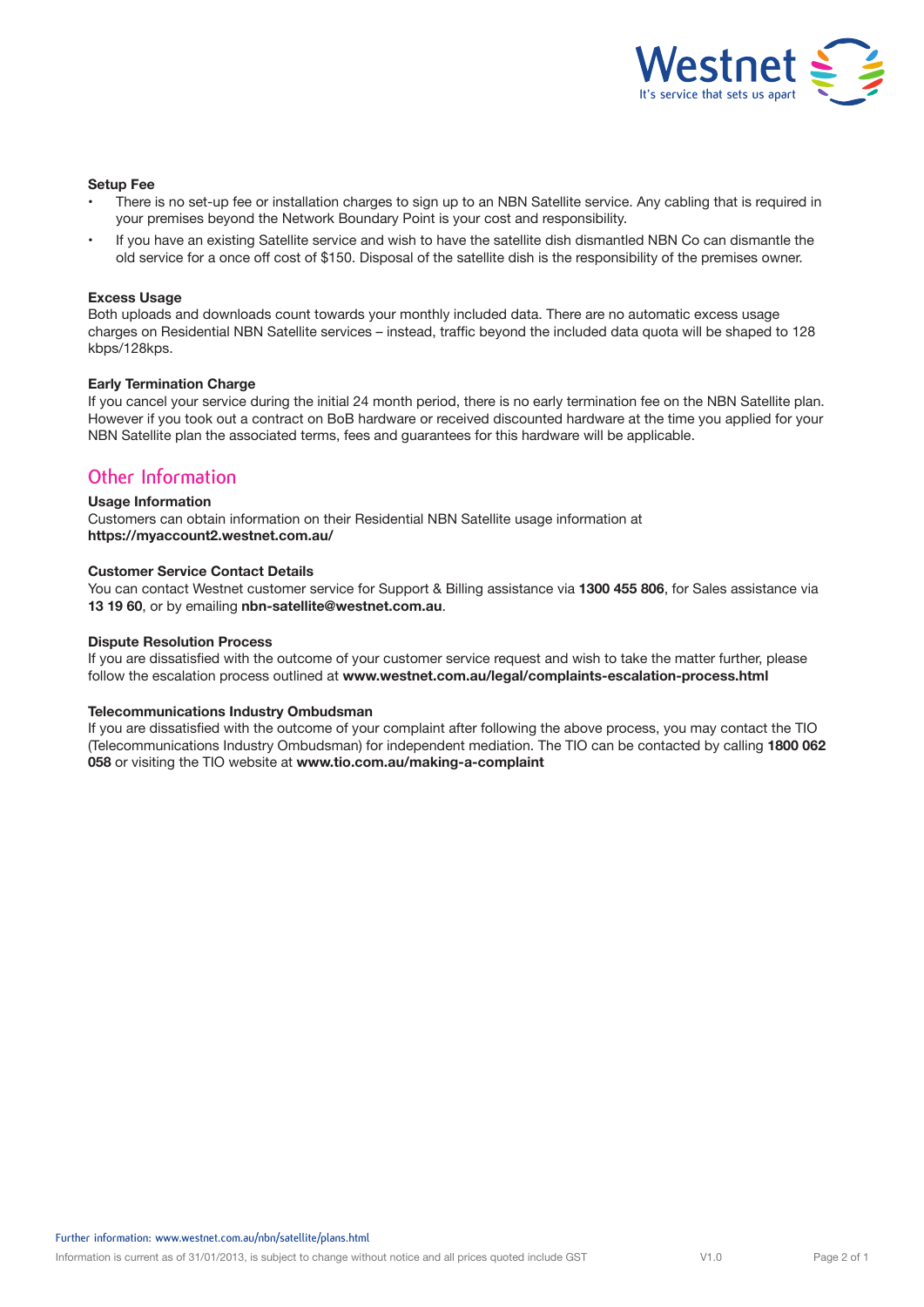### Setup Fee

- There is no set-up fee or installation charges to sign up to an NBN Satellite service. Any cabling that is required in your premises beyond the Network Boundary Point is your cost and responsibility.
- If you have an existing Satellite service and wish to have the satellite dish dismantled NBN Co can dismantle the old service for a once off cost of $150. Disposal of the satellite dish is the responsibility of the premises owner.

### Excess Usage

Both uploads and downloads count towards your monthly included data. There are no automatic excess usage charges on Residential NBN Satellite services – instead, traffic beyond the included data quota will be shaped to 128 kbps/128kps.

### Early Termination Charge

If you cancel your service during the initial 24 month period, there is no early termination fee on the NBN Satellite plan. However if you took out a contract on BoB hardware or received discounted hardware at the time you applied for your NBN Satellite plan the associated terms, fees and guarantees for this hardware will be applicable.

## Other Information

### Usage Information

Customers can obtain information on their Residential NBN Satellite usage information at **https://myaccount2.westnet.com.au/**

### Customer Service Contact Details

You can contact Westnet customer service for Support & Billing assistance via **1300 455 806**, for Sales assistance via **13 19 60**, or by emailing **nbn-satellite@westnet.com.au**.

### Dispute Resolution Process

If you are dissatisfied with the outcome of your customer service request and wish to take the matter further, please follow the escalation process outlined at **www.westnet.com.au/legal/complaints-escalation-process.html**

### Telecommunications Industry Ombudsman

If you are dissatisfied with the outcome of your complaint after following the above process, you may contact the TIO (Telecommunications Industry Ombudsman) for independent mediation. The TIO can be contacted by calling **1800 062 058** or visiting the TIO website at **www.tio.com.au/making-a-complaint**

Further information: www.westnet.com.au/nbn/satellite/plans.html

Information is current as of 31/01/2013, is subject to change without notice and all prices quoted include GST V1.0